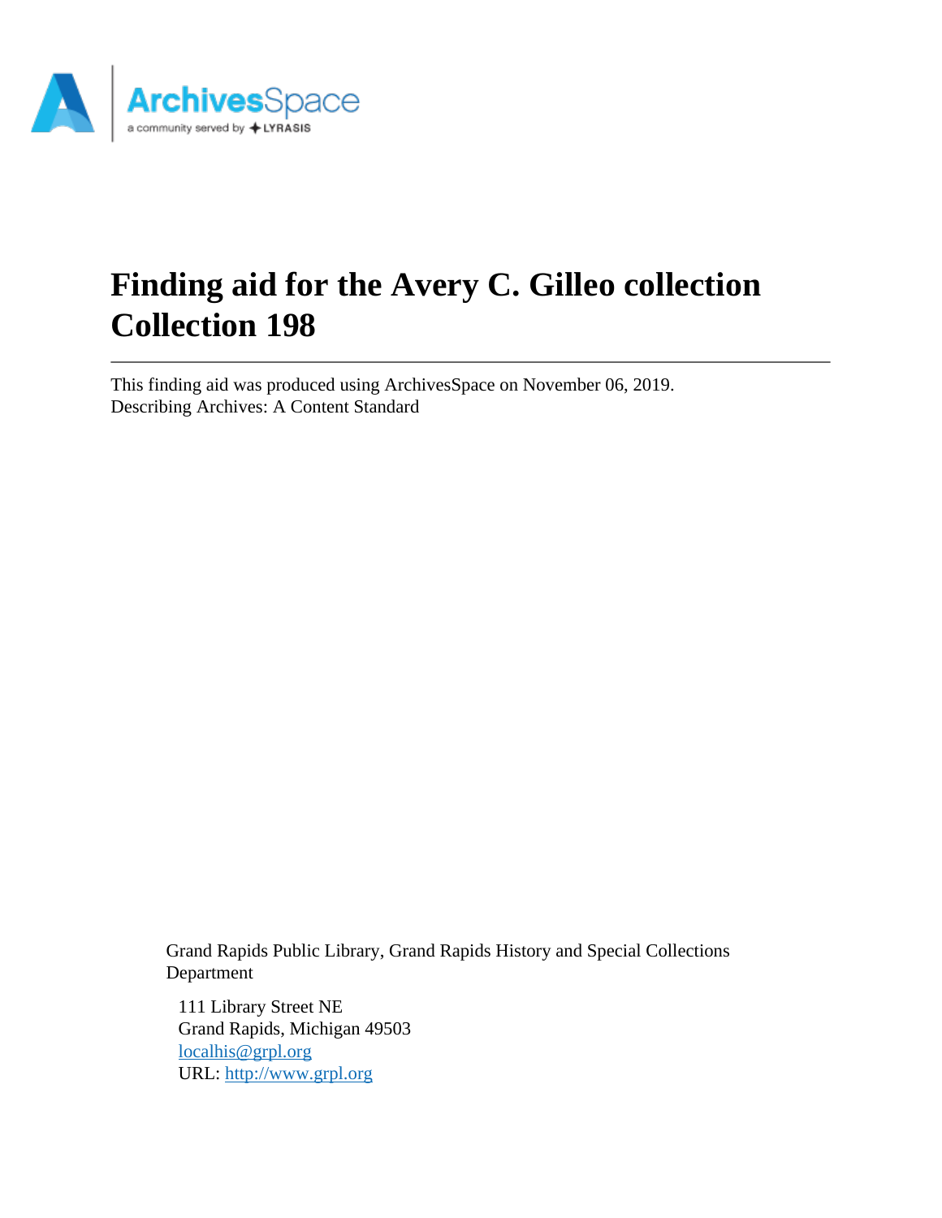# Finding aid for the Avery C. Gilleo collection Collection 198

---

This finding aid was produced using ArchivesSpace on November 06, 2019.
Describing Archives: A Content Standard

Grand Rapids Public Library, Grand Rapids History and Special Collections Department

111 Library Street NE
Grand Rapids, Michigan 49503
[localhis@grpl.org](mailto:localhis@grpl.org)
URL: [http://www.grpl.org](http://www.grpl.org)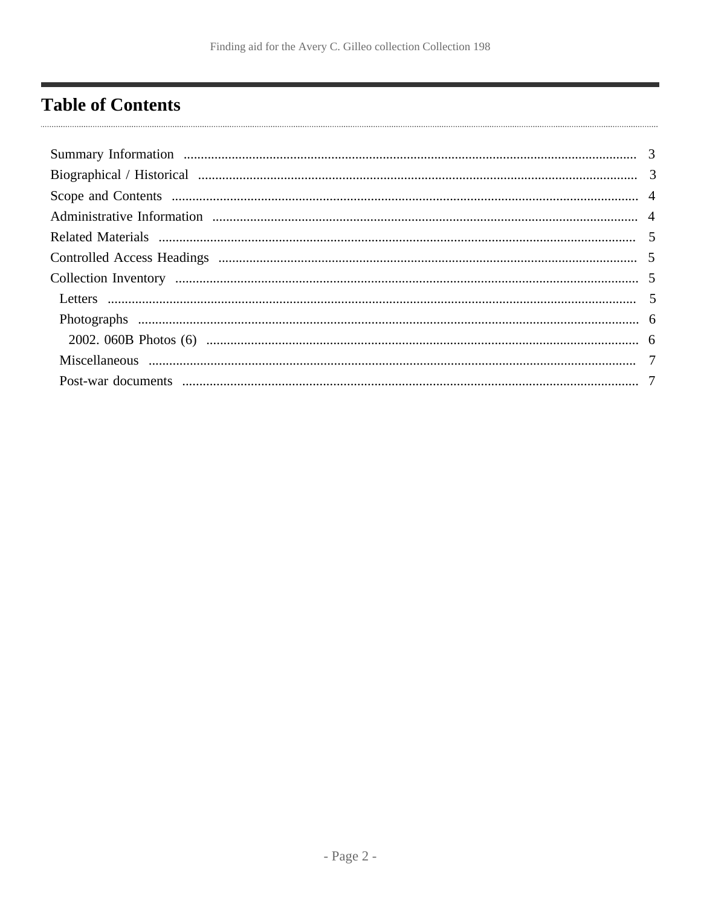# Table of Contents

- Summary Information ..... 3
- Biographical / Historical ..... 3
- Scope and Contents ..... 4
- Administrative Information ..... 4
- Related Materials ..... 5
- Controlled Access Headings ..... 5
- Collection Inventory ..... 5
  - Letters ..... 5
  - Photographs ..... 6
    - 2002. 060B Photos (6) ..... 6
  - Miscellaneous ..... 7
  - Post-war documents ..... 7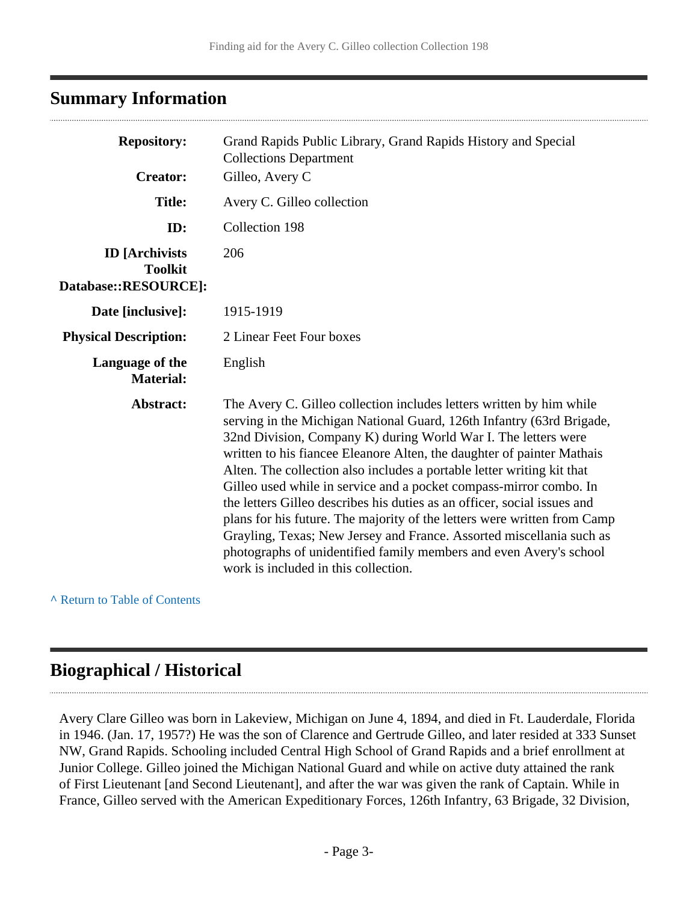## Summary Information

| | |
|---|---|
| **Repository:** | Grand Rapids Public Library, Grand Rapids History and Special Collections Department |
| **Creator:** | Gilleo, Avery C |
| **Title:** | Avery C. Gilleo collection |
| **ID:** | Collection 198 |
| **ID [Archivists Toolkit Database::RESOURCE]:** | 206 |
| **Date [inclusive]:** | 1915-1919 |
| **Physical Description:** | 2 Linear Feet Four boxes |
| **Language of the Material:** | English |
| **Abstract:** | The Avery C. Gilleo collection includes letters written by him while serving in the Michigan National Guard, 126th Infantry (63rd Brigade, 32nd Division, Company K) during World War I. The letters were written to his fiancee Eleanore Alten, the daughter of painter Mathais Alten. The collection also includes a portable letter writing kit that Gilleo used while in service and a pocket compass-mirror combo. In the letters Gilleo describes his duties as an officer, social issues and plans for his future. The majority of the letters were written from Camp Grayling, Texas; New Jersey and France. Assorted miscellania such as photographs of unidentified family members and even Avery's school work is included in this collection. |

^ Return to Table of Contents

## Biographical / Historical

Avery Clare Gilleo was born in Lakeview, Michigan on June 4, 1894, and died in Ft. Lauderdale, Florida in 1946. (Jan. 17, 1957?) He was the son of Clarence and Gertrude Gilleo, and later resided at 333 Sunset NW, Grand Rapids. Schooling included Central High School of Grand Rapids and a brief enrollment at Junior College. Gilleo joined the Michigan National Guard and while on active duty attained the rank of First Lieutenant [and Second Lieutenant], and after the war was given the rank of Captain. While in France, Gilleo served with the American Expeditionary Forces, 126th Infantry, 63 Brigade, 32 Division,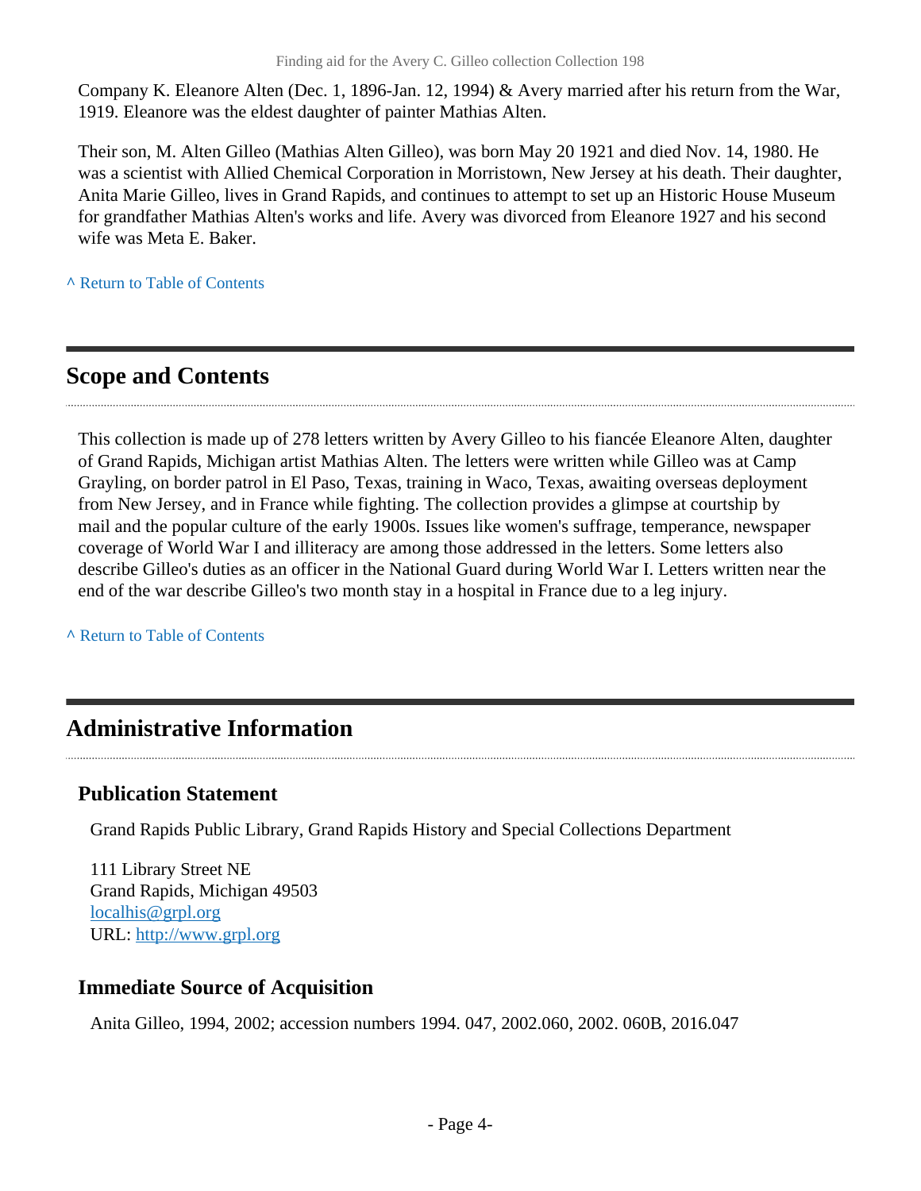Company K. Eleanore Alten (Dec. 1, 1896-Jan. 12, 1994) & Avery married after his return from the War, 1919. Eleanore was the eldest daughter of painter Mathias Alten.

Their son, M. Alten Gilleo (Mathias Alten Gilleo), was born May 20 1921 and died Nov. 14, 1980. He was a scientist with Allied Chemical Corporation in Morristown, New Jersey at his death. Their daughter, Anita Marie Gilleo, lives in Grand Rapids, and continues to attempt to set up an Historic House Museum for grandfather Mathias Alten's works and life. Avery was divorced from Eleanore 1927 and his second wife was Meta E. Baker.

^ Return to Table of Contents

## Scope and Contents

This collection is made up of 278 letters written by Avery Gilleo to his fiancée Eleanore Alten, daughter of Grand Rapids, Michigan artist Mathias Alten. The letters were written while Gilleo was at Camp Grayling, on border patrol in El Paso, Texas, training in Waco, Texas, awaiting overseas deployment from New Jersey, and in France while fighting. The collection provides a glimpse at courtship by mail and the popular culture of the early 1900s. Issues like women's suffrage, temperance, newspaper coverage of World War I and illiteracy are among those addressed in the letters. Some letters also describe Gilleo's duties as an officer in the National Guard during World War I. Letters written near the end of the war describe Gilleo's two month stay in a hospital in France due to a leg injury.

^ Return to Table of Contents

## Administrative Information

### Publication Statement

Grand Rapids Public Library, Grand Rapids History and Special Collections Department

111 Library Street NE
Grand Rapids, Michigan 49503
localhis@grpl.org
URL: http://www.grpl.org

### Immediate Source of Acquisition

Anita Gilleo, 1994, 2002; accession numbers 1994. 047, 2002.060, 2002. 060B, 2016.047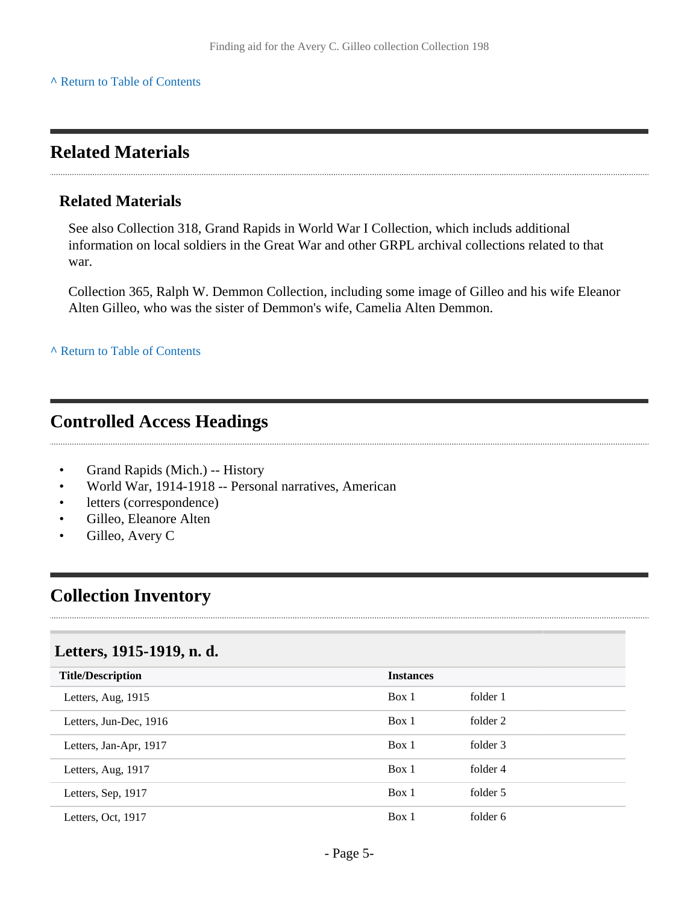^ Return to Table of Contents

## Related Materials

### Related Materials

See also Collection 318, Grand Rapids in World War I Collection, which includs additional information on local soldiers in the Great War and other GRPL archival collections related to that war.

Collection 365, Ralph W. Demmon Collection, including some image of Gilleo and his wife Eleanor Alten Gilleo, who was the sister of Demmon's wife, Camelia Alten Demmon.

^ Return to Table of Contents

## Controlled Access Headings

- Grand Rapids (Mich.) -- History
- World War, 1914-1918 -- Personal narratives, American
- letters (correspondence)
- Gilleo, Eleanore Alten
- Gilleo, Avery C

## Collection Inventory

### Letters, 1915-1919, n. d.

| Title/Description | Instances | |
|---|---|---|
| Letters, Aug, 1915 | Box 1 | folder 1 |
| Letters, Jun-Dec, 1916 | Box 1 | folder 2 |
| Letters, Jan-Apr, 1917 | Box 1 | folder 3 |
| Letters, Aug, 1917 | Box 1 | folder 4 |
| Letters, Sep, 1917 | Box 1 | folder 5 |
| Letters, Oct, 1917 | Box 1 | folder 6 |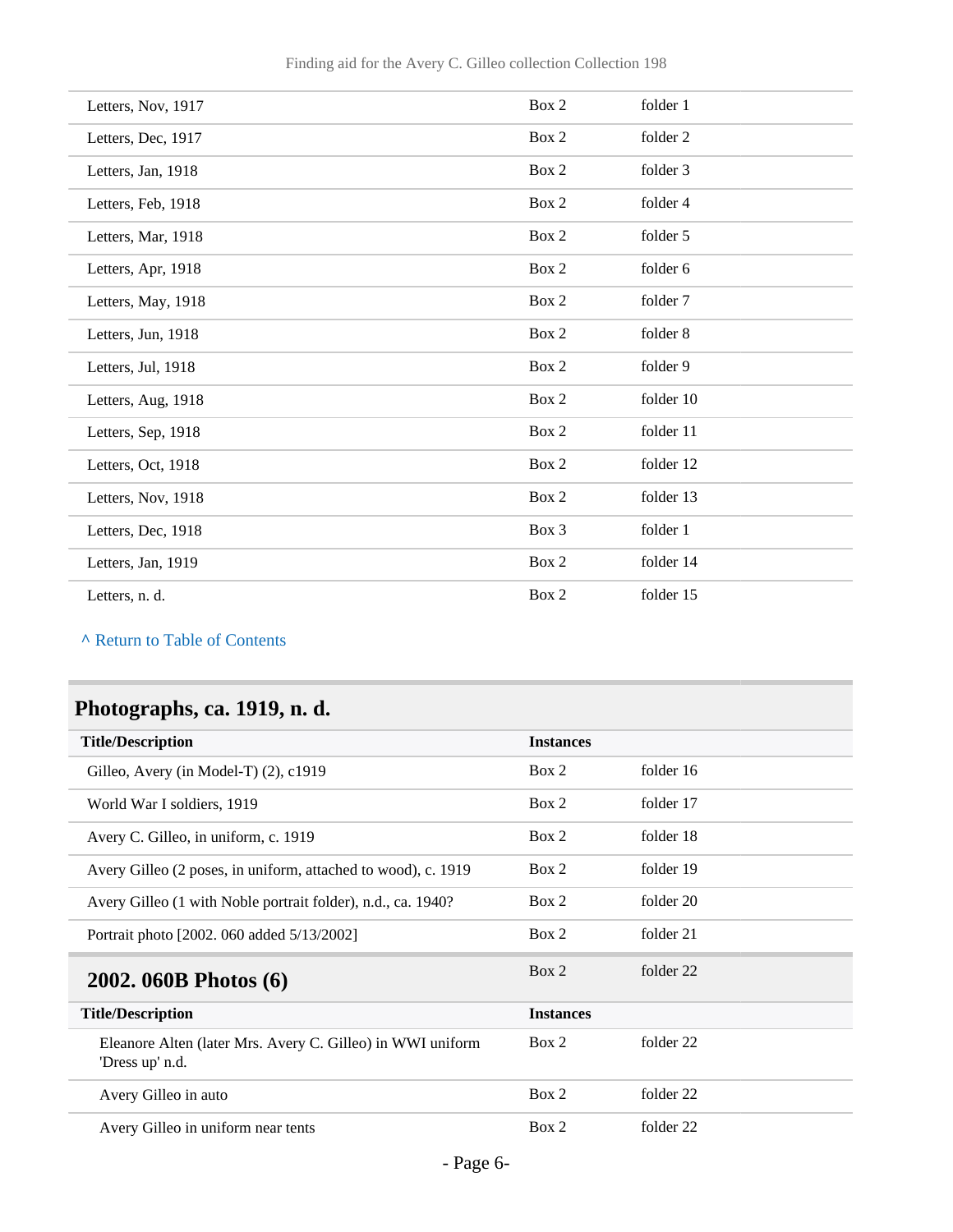| | | |
|---|---|---|
| Letters, Nov, 1917 | Box 2 | folder 1 |
| Letters, Dec, 1917 | Box 2 | folder 2 |
| Letters, Jan, 1918 | Box 2 | folder 3 |
| Letters, Feb, 1918 | Box 2 | folder 4 |
| Letters, Mar, 1918 | Box 2 | folder 5 |
| Letters, Apr, 1918 | Box 2 | folder 6 |
| Letters, May, 1918 | Box 2 | folder 7 |
| Letters, Jun, 1918 | Box 2 | folder 8 |
| Letters, Jul, 1918 | Box 2 | folder 9 |
| Letters, Aug, 1918 | Box 2 | folder 10 |
| Letters, Sep, 1918 | Box 2 | folder 11 |
| Letters, Oct, 1918 | Box 2 | folder 12 |
| Letters, Nov, 1918 | Box 2 | folder 13 |
| Letters, Dec, 1918 | Box 3 | folder 1 |
| Letters, Jan, 1919 | Box 2 | folder 14 |
| Letters, n. d. | Box 2 | folder 15 |

^ Return to Table of Contents

## Photographs, ca. 1919, n. d.

| Title/Description | Instances | |
|---|---|---|
| Gilleo, Avery (in Model-T) (2), c1919 | Box 2 | folder 16 |
| World War I soldiers, 1919 | Box 2 | folder 17 |
| Avery C. Gilleo, in uniform, c. 1919 | Box 2 | folder 18 |
| Avery Gilleo (2 poses, in uniform, attached to wood), c. 1919 | Box 2 | folder 19 |
| Avery Gilleo (1 with Noble portrait folder), n.d., ca. 1940? | Box 2 | folder 20 |
| Portrait photo [2002. 060 added 5/13/2002] | Box 2 | folder 21 |

### 2002. 060B Photos (6)

Box 2 folder 22

| Title/Description | Instances | |
|---|---|---|
| Eleanore Alten (later Mrs. Avery C. Gilleo) in WWI uniform 'Dress up' n.d. | Box 2 | folder 22 |
| Avery Gilleo in auto | Box 2 | folder 22 |
| Avery Gilleo in uniform near tents | Box 2 | folder 22 |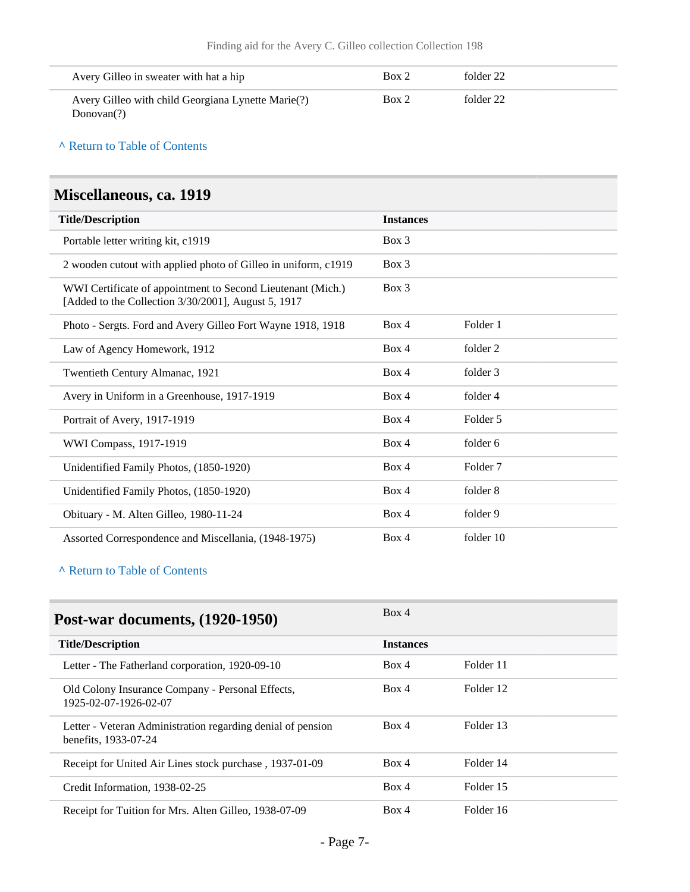| | | |
|---|---|---|
| Avery Gilleo in sweater with hat a hip | Box 2 | folder 22 |
| Avery Gilleo with child Georgiana Lynette Marie(?) Donovan(?) | Box 2 | folder 22 |

^ Return to Table of Contents

## Miscellaneous, ca. 1919

| Title/Description | Instances | |
|---|---|---|
| Portable letter writing kit, c1919 | Box 3 | |
| 2 wooden cutout with applied photo of Gilleo in uniform, c1919 | Box 3 | |
| WWI Certificate of appointment to Second Lieutenant (Mich.) [Added to the Collection 3/30/2001], August 5, 1917 | Box 3 | |
| Photo - Sergts. Ford and Avery Gilleo Fort Wayne 1918, 1918 | Box 4 | Folder 1 |
| Law of Agency Homework, 1912 | Box 4 | folder 2 |
| Twentieth Century Almanac, 1921 | Box 4 | folder 3 |
| Avery in Uniform in a Greenhouse, 1917-1919 | Box 4 | folder 4 |
| Portrait of Avery, 1917-1919 | Box 4 | Folder 5 |
| WWI Compass, 1917-1919 | Box 4 | folder 6 |
| Unidentified Family Photos, (1850-1920) | Box 4 | Folder 7 |
| Unidentified Family Photos, (1850-1920) | Box 4 | folder 8 |
| Obituary - M. Alten Gilleo, 1980-11-24 | Box 4 | folder 9 |
| Assorted Correspondence and Miscellania, (1948-1975) | Box 4 | folder 10 |

^ Return to Table of Contents

## Post-war documents, (1920-1950)

Box 4

| Title/Description | Instances | |
|---|---|---|
| Letter - The Fatherland corporation, 1920-09-10 | Box 4 | Folder 11 |
| Old Colony Insurance Company - Personal Effects, 1925-02-07-1926-02-07 | Box 4 | Folder 12 |
| Letter - Veteran Administration regarding denial of pension benefits, 1933-07-24 | Box 4 | Folder 13 |
| Receipt for United Air Lines stock purchase , 1937-01-09 | Box 4 | Folder 14 |
| Credit Information, 1938-02-25 | Box 4 | Folder 15 |
| Receipt for Tuition for Mrs. Alten Gilleo, 1938-07-09 | Box 4 | Folder 16 |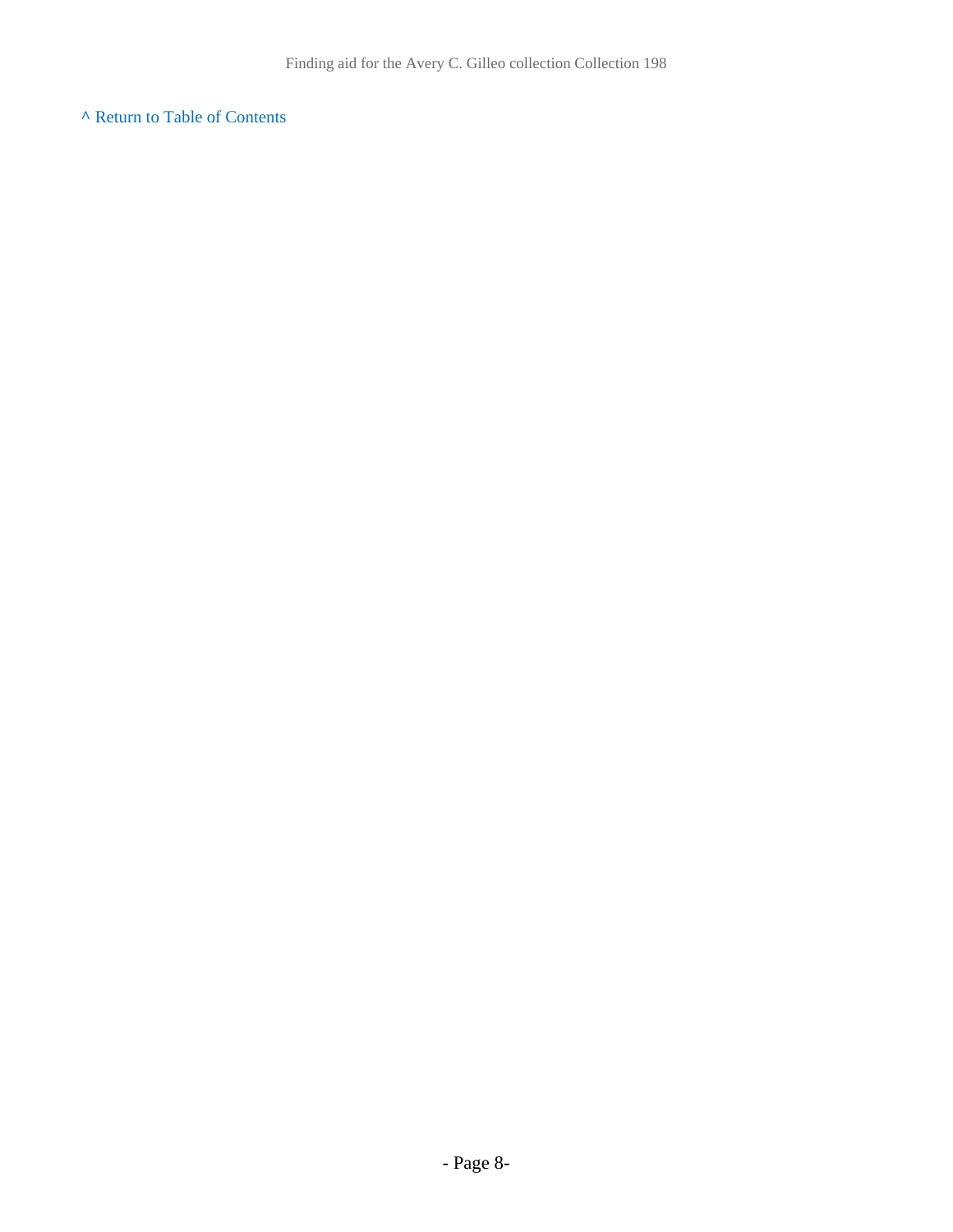^ Return to Table of Contents